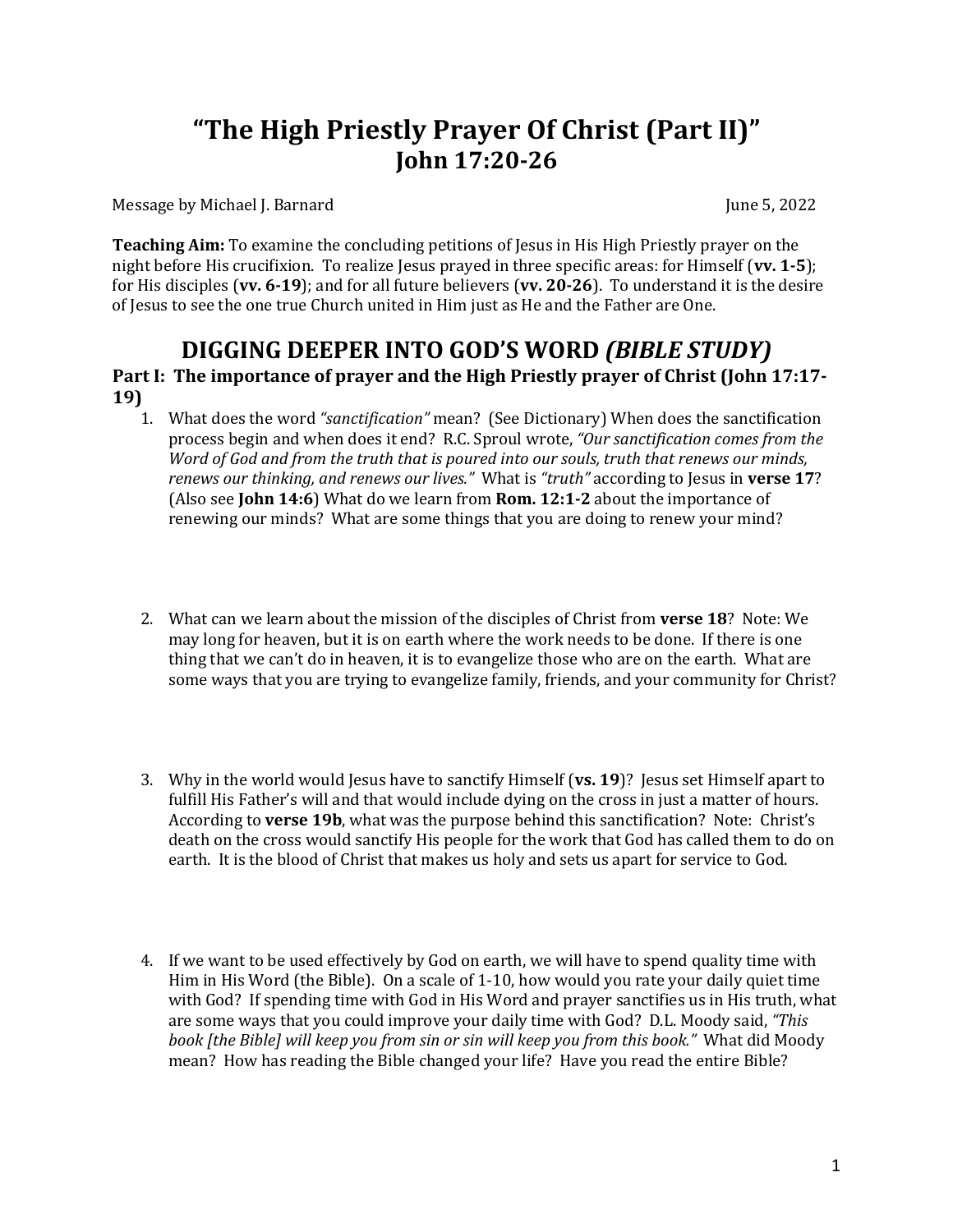# "The High Priestly Prayer Of Christ (Part II)"
## John 17:20-26

Message by Michael J. Barnard June 5, 2022

**Teaching Aim:** To examine the concluding petitions of Jesus in His High Priestly prayer on the night before His crucifixion. To realize Jesus prayed in three specific areas: for Himself (**vv. 1-5**); for His disciples (**vv. 6-19**); and for all future believers (**vv. 20-26**). To understand it is the desire of Jesus to see the one true Church united in Him just as He and the Father are One.

## DIGGING DEEPER INTO GOD'S WORD *(BIBLE STUDY)*

### Part I: The importance of prayer and the High Priestly prayer of Christ (John 17:17-19)

1. What does the word *"sanctification"* mean? (See Dictionary) When does the sanctification process begin and when does it end? R.C. Sproul wrote, *"Our sanctification comes from the Word of God and from the truth that is poured into our souls, truth that renews our minds, renews our thinking, and renews our lives."* What is *"truth"* according to Jesus in **verse 17**? (Also see **John 14:6**) What do we learn from **Rom. 12:1-2** about the importance of renewing our minds? What are some things that you are doing to renew your mind?

2. What can we learn about the mission of the disciples of Christ from **verse 18**? Note: We may long for heaven, but it is on earth where the work needs to be done. If there is one thing that we can't do in heaven, it is to evangelize those who are on the earth. What are some ways that you are trying to evangelize family, friends, and your community for Christ?

3. Why in the world would Jesus have to sanctify Himself (**vs. 19**)? Jesus set Himself apart to fulfill His Father's will and that would include dying on the cross in just a matter of hours. According to **verse 19b**, what was the purpose behind this sanctification? Note: Christ's death on the cross would sanctify His people for the work that God has called them to do on earth. It is the blood of Christ that makes us holy and sets us apart for service to God.

4. If we want to be used effectively by God on earth, we will have to spend quality time with Him in His Word (the Bible). On a scale of 1-10, how would you rate your daily quiet time with God? If spending time with God in His Word and prayer sanctifies us in His truth, what are some ways that you could improve your daily time with God? D.L. Moody said, *"This book [the Bible] will keep you from sin or sin will keep you from this book."* What did Moody mean? How has reading the Bible changed your life? Have you read the entire Bible?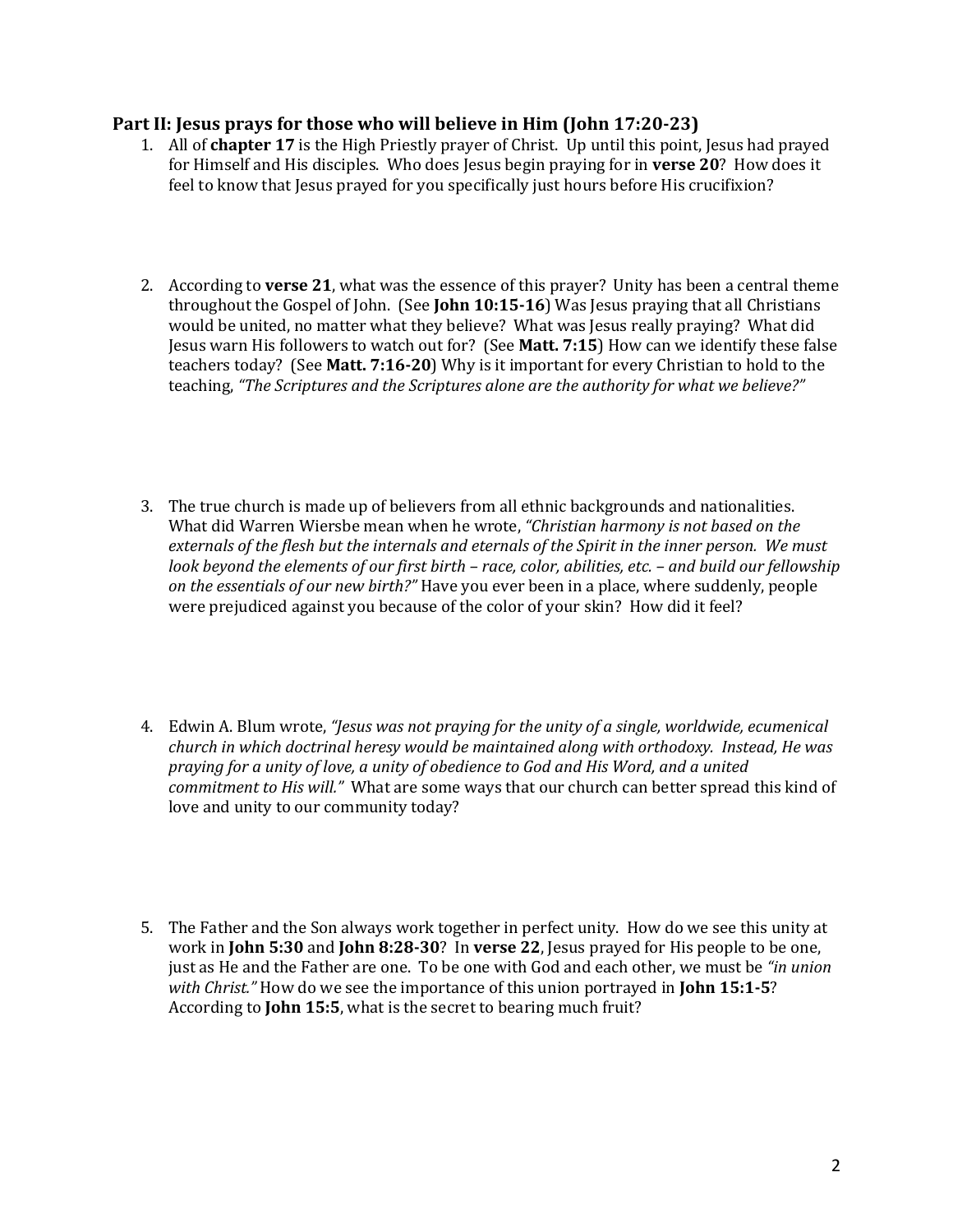## Part II: Jesus prays for those who will believe in Him (John 17:20-23)

1. All of **chapter 17** is the High Priestly prayer of Christ. Up until this point, Jesus had prayed for Himself and His disciples. Who does Jesus begin praying for in **verse 20**? How does it feel to know that Jesus prayed for you specifically just hours before His crucifixion?

2. According to **verse 21**, what was the essence of this prayer? Unity has been a central theme throughout the Gospel of John. (See **John 10:15-16**) Was Jesus praying that all Christians would be united, no matter what they believe? What was Jesus really praying? What did Jesus warn His followers to watch out for? (See **Matt. 7:15**) How can we identify these false teachers today? (See **Matt. 7:16-20**) Why is it important for every Christian to hold to the teaching, *"The Scriptures and the Scriptures alone are the authority for what we believe?"*

3. The true church is made up of believers from all ethnic backgrounds and nationalities. What did Warren Wiersbe mean when he wrote, *"Christian harmony is not based on the externals of the flesh but the internals and eternals of the Spirit in the inner person. We must look beyond the elements of our first birth – race, color, abilities, etc. – and build our fellowship on the essentials of our new birth?"* Have you ever been in a place, where suddenly, people were prejudiced against you because of the color of your skin? How did it feel?

4. Edwin A. Blum wrote, *"Jesus was not praying for the unity of a single, worldwide, ecumenical church in which doctrinal heresy would be maintained along with orthodoxy. Instead, He was praying for a unity of love, a unity of obedience to God and His Word, and a united commitment to His will."* What are some ways that our church can better spread this kind of love and unity to our community today?

5. The Father and the Son always work together in perfect unity. How do we see this unity at work in **John 5:30** and **John 8:28-30**? In **verse 22**, Jesus prayed for His people to be one, just as He and the Father are one. To be one with God and each other, we must be *"in union with Christ."* How do we see the importance of this union portrayed in **John 15:1-5**? According to **John 15:5**, what is the secret to bearing much fruit?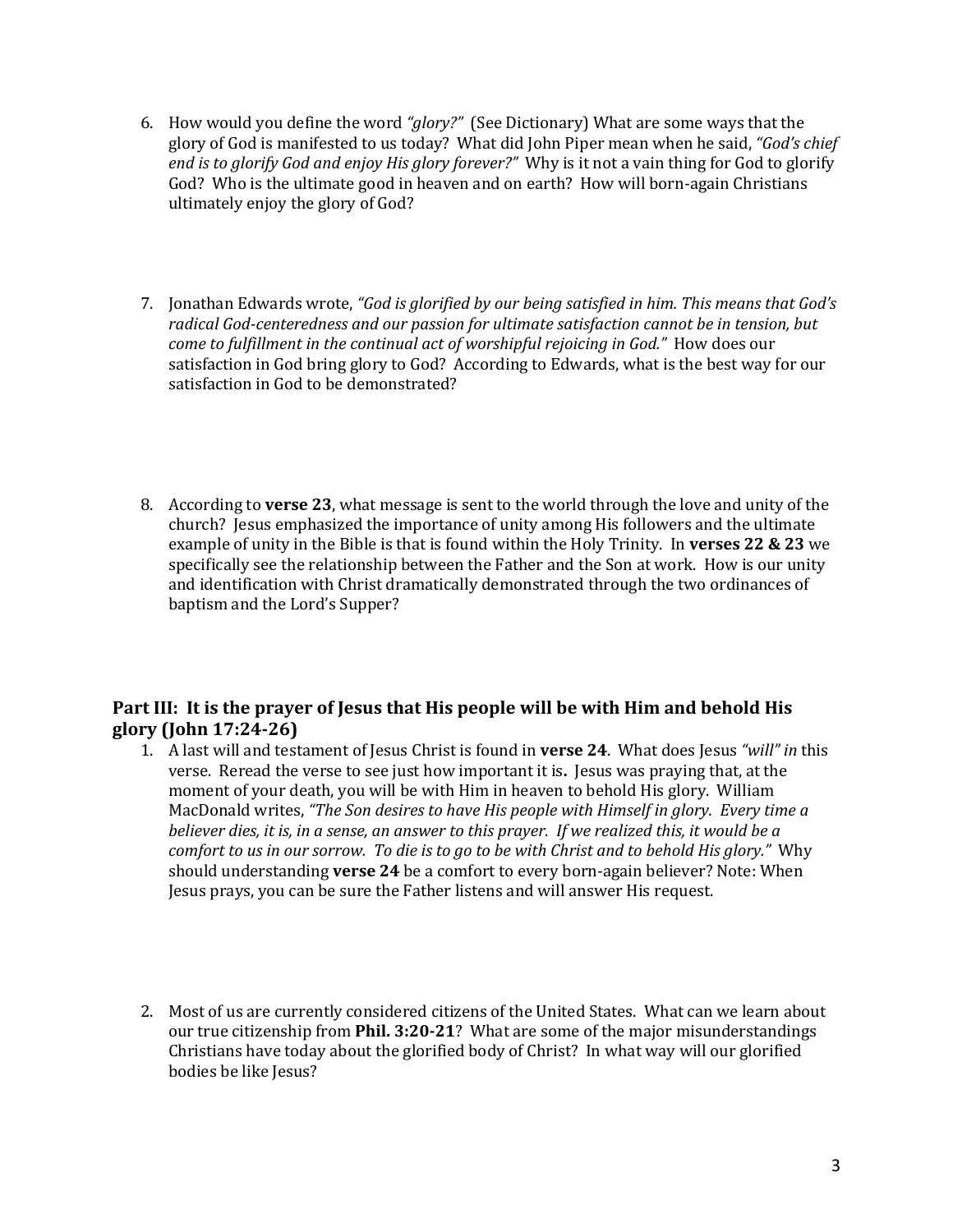6. How would you define the word *"glory?"* (See Dictionary) What are some ways that the glory of God is manifested to us today? What did John Piper mean when he said, *"God's chief end is to glorify God and enjoy His glory forever?"* Why is it not a vain thing for God to glorify God? Who is the ultimate good in heaven and on earth? How will born-again Christians ultimately enjoy the glory of God?

7. Jonathan Edwards wrote, *"God is glorified by our being satisfied in him. This means that God's radical God-centeredness and our passion for ultimate satisfaction cannot be in tension, but come to fulfillment in the continual act of worshipful rejoicing in God."* How does our satisfaction in God bring glory to God? According to Edwards, what is the best way for our satisfaction in God to be demonstrated?

8. According to **verse 23**, what message is sent to the world through the love and unity of the church? Jesus emphasized the importance of unity among His followers and the ultimate example of unity in the Bible is that is found within the Holy Trinity. In **verses 22 & 23** we specifically see the relationship between the Father and the Son at work. How is our unity and identification with Christ dramatically demonstrated through the two ordinances of baptism and the Lord's Supper?

## Part III: It is the prayer of Jesus that His people will be with Him and behold His glory (John 17:24-26)

1. A last will and testament of Jesus Christ is found in **verse 24**. What does Jesus *"will" in* this verse. Reread the verse to see just how important it is**.** Jesus was praying that, at the moment of your death, you will be with Him in heaven to behold His glory. William MacDonald writes, *"The Son desires to have His people with Himself in glory. Every time a believer dies, it is, in a sense, an answer to this prayer. If we realized this, it would be a comfort to us in our sorrow. To die is to go to be with Christ and to behold His glory."* Why should understanding **verse 24** be a comfort to every born-again believer? Note: When Jesus prays, you can be sure the Father listens and will answer His request.

2. Most of us are currently considered citizens of the United States. What can we learn about our true citizenship from **Phil. 3:20-21**? What are some of the major misunderstandings Christians have today about the glorified body of Christ? In what way will our glorified bodies be like Jesus?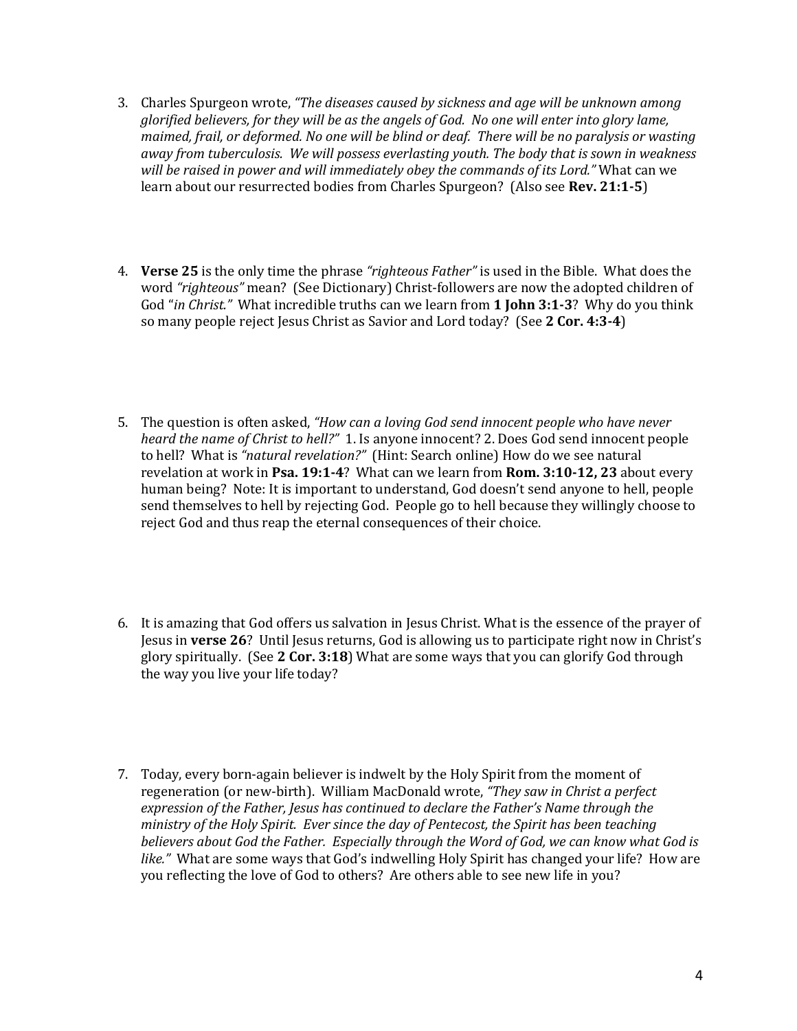3. Charles Spurgeon wrote, *"The diseases caused by sickness and age will be unknown among glorified believers, for they will be as the angels of God. No one will enter into glory lame, maimed, frail, or deformed. No one will be blind or deaf. There will be no paralysis or wasting away from tuberculosis. We will possess everlasting youth. The body that is sown in weakness will be raised in power and will immediately obey the commands of its Lord."* What can we learn about our resurrected bodies from Charles Spurgeon? (Also see **Rev. 21:1-5**)

4. **Verse 25** is the only time the phrase *"righteous Father"* is used in the Bible. What does the word *"righteous"* mean? (See Dictionary) Christ-followers are now the adopted children of God "*in Christ.*" What incredible truths can we learn from **1 John 3:1-3**? Why do you think so many people reject Jesus Christ as Savior and Lord today? (See **2 Cor. 4:3-4**)

5. The question is often asked, *"How can a loving God send innocent people who have never heard the name of Christ to hell?"* 1. Is anyone innocent? 2. Does God send innocent people to hell? What is *"natural revelation?"* (Hint: Search online) How do we see natural revelation at work in **Psa. 19:1-4**? What can we learn from **Rom. 3:10-12, 23** about every human being? Note: It is important to understand, God doesn't send anyone to hell, people send themselves to hell by rejecting God. People go to hell because they willingly choose to reject God and thus reap the eternal consequences of their choice.

6. It is amazing that God offers us salvation in Jesus Christ. What is the essence of the prayer of Jesus in **verse 26**? Until Jesus returns, God is allowing us to participate right now in Christ's glory spiritually. (See **2 Cor. 3:18**) What are some ways that you can glorify God through the way you live your life today?

7. Today, every born-again believer is indwelt by the Holy Spirit from the moment of regeneration (or new-birth). William MacDonald wrote, *"They saw in Christ a perfect expression of the Father, Jesus has continued to declare the Father's Name through the ministry of the Holy Spirit. Ever since the day of Pentecost, the Spirit has been teaching believers about God the Father. Especially through the Word of God, we can know what God is like."* What are some ways that God's indwelling Holy Spirit has changed your life? How are you reflecting the love of God to others? Are others able to see new life in you?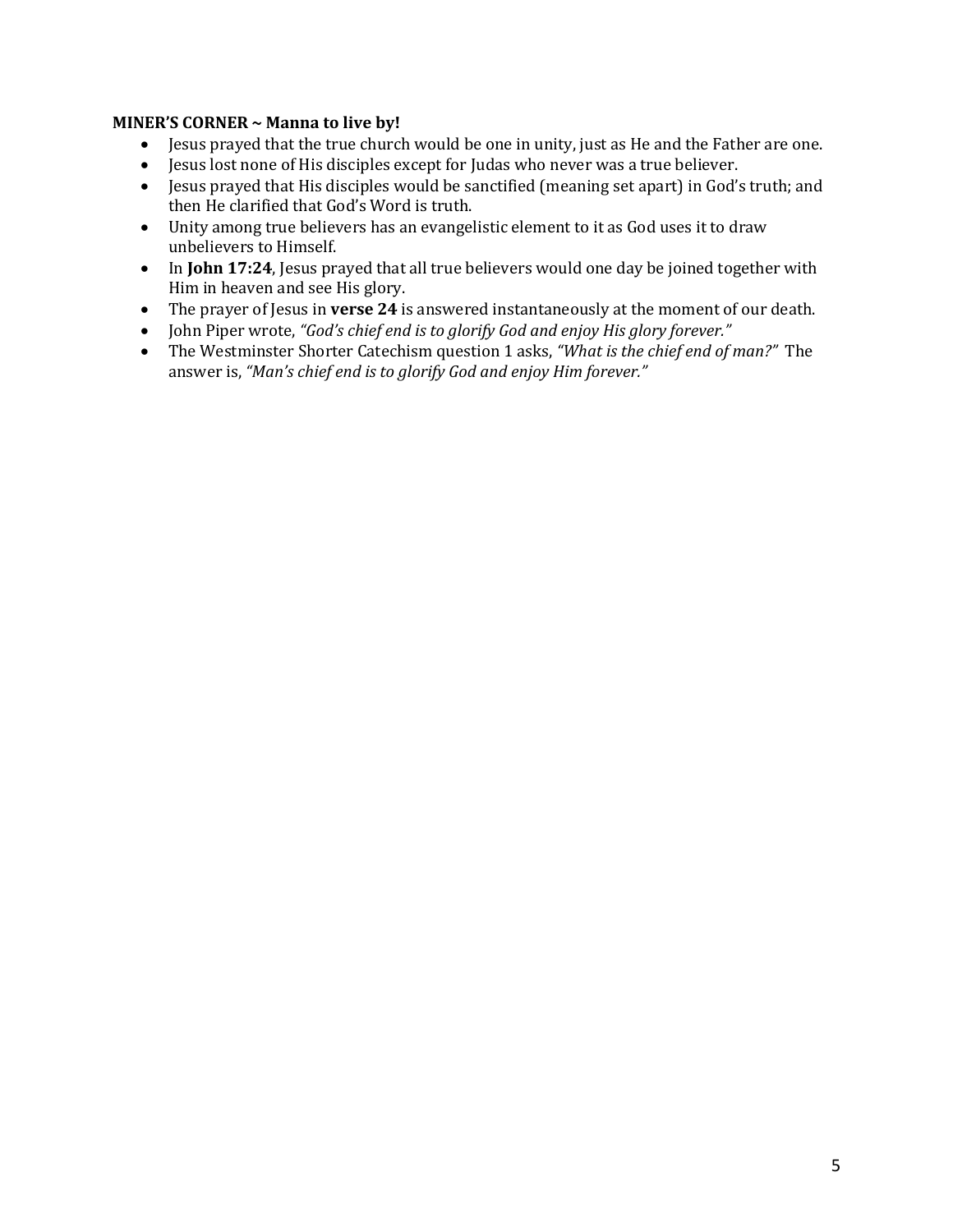**MINER'S CORNER ~ Manna to live by!**

- Jesus prayed that the true church would be one in unity, just as He and the Father are one.
- Jesus lost none of His disciples except for Judas who never was a true believer.
- Jesus prayed that His disciples would be sanctified (meaning set apart) in God's truth; and then He clarified that God's Word is truth.
- Unity among true believers has an evangelistic element to it as God uses it to draw unbelievers to Himself.
- In **John 17:24**, Jesus prayed that all true believers would one day be joined together with Him in heaven and see His glory.
- The prayer of Jesus in **verse 24** is answered instantaneously at the moment of our death.
- John Piper wrote, *"God's chief end is to glorify God and enjoy His glory forever."*
- The Westminster Shorter Catechism question 1 asks, *"What is the chief end of man?"* The answer is, *"Man's chief end is to glorify God and enjoy Him forever."*